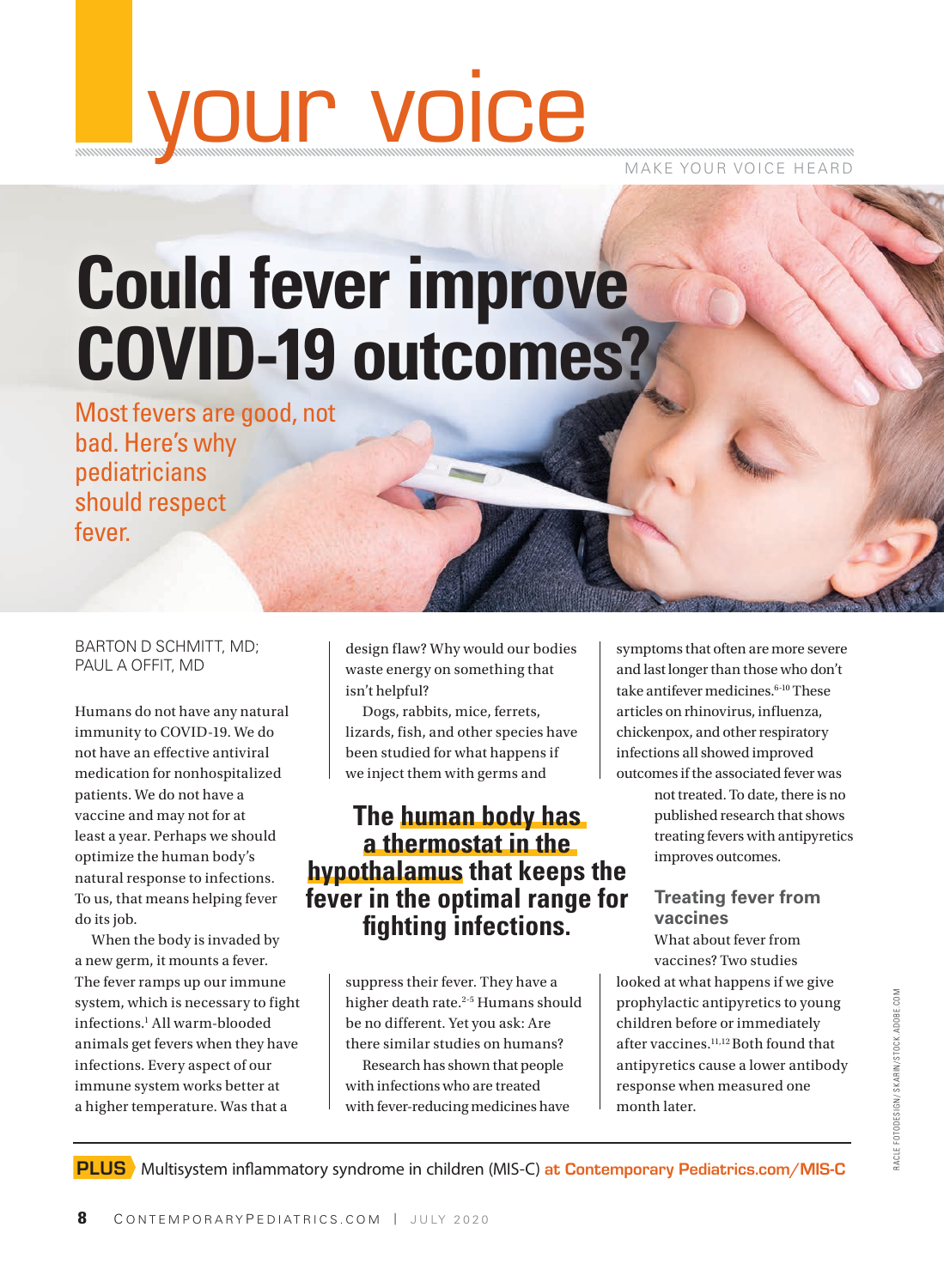# your voice

MAKE YOUR VOICE HEARD

# Could fever improve COVID-19 outcomes?

Most fevers are good, not bad. Here's why pediatricians should respect fever.

BARTON D SCHMITT, MD; PAUL A OFFIT, MD

Humans do not have any natural immunity to COVID-19. We do not have an effective antiviral medication for nonhospitalized patients. We do not have a vaccine and may not for at least a year. Perhaps we should optimize the human body's natural response to infections. To us, that means helping fever do its job.

When the body is invaded by a new germ, it mounts a fever. The fever ramps up our immune system, which is necessary to fight infections.[1] All warm-blooded animals get fevers when they have infections. Every aspect of our immune system works better at a higher temperature. Was that a design flaw? Why would our bodies waste energy on something that isn't helpful?

Dogs, rabbits, mice, ferrets, lizards, fish, and other species have been studied for what happens if we inject them with germs and suppress their fever. They have a higher death rate.[2-5] Humans should be no different. Yet you ask: Are there similar studies on humans?

> **The human body has a thermostat in the hypothalamus that keeps the fever in the optimal range for fighting infections.**

Research has shown that people with infections who are treated with fever-reducing medicines have symptoms that often are more severe and last longer than those who don't take antifever medicines.[6-10] These articles on rhinovirus, influenza, chickenpox, and other respiratory infections all showed improved outcomes if the associated fever was not treated. To date, there is no published research that shows treating fevers with antipyretics improves outcomes.

### Treating fever from vaccines

What about fever from vaccines? Two studies looked at what happens if we give prophylactic antipyretics to young children before or immediately after vaccines.[11,12] Both found that antipyretics cause a lower antibody response when measured one month later.

**PLUS** Multisystem inflammatory syndrome in children (MIS-C) at Contemporary Pediatrics.com/MIS-C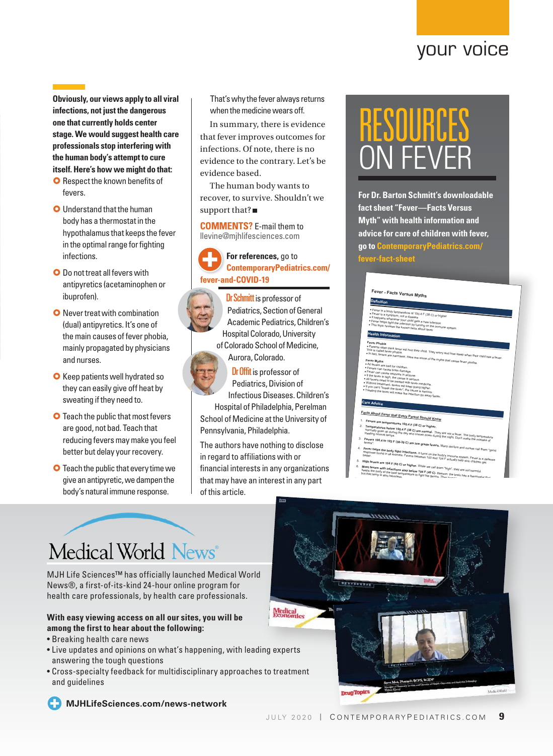**Obviously, our views apply to all viral infections, not just the dangerous one that currently holds center stage. We would suggest health care professionals stop interfering with the human body's attempt to cure itself. Here's how we might do that:**

- Respect the known benefits of fevers.
- Understand that the human body has a thermostat in the hypothalamus that keeps the fever in the optimal range for fighting infections.
- Do not treat all fevers with antipyretics (acetaminophen or ibuprofen).
- Never treat with combination (dual) antipyretics. It's one of the main causes of fever phobia, mainly propagated by physicians and nurses.
- Keep patients well hydrated so they can easily give off heat by sweating if they need to.
- Teach the public that most fevers are good, not bad. Teach that reducing fevers may make you feel better but delay your recovery.
- Teach the public that every time we give an antipyretic, we dampen the body's natural immune response. That's why the fever always returns when the medicine wears off.

In summary, there is evidence that fever improves outcomes for infections. Of note, there is no evidence to the contrary. Let's be evidence based.

The human body wants to recover, to survive. Shouldn't we support that? ■

**COMMENTS?** E-mail them to llevine@mjhlifesciences.com

**For references,** go to **ContemporaryPediatrics.com/fever-and-COVID-19**

**Dr Schmitt** is professor of Pediatrics, Section of General Academic Pediatrics, Children's Hospital Colorado, University of Colorado School of Medicine, Aurora, Colorado.

**Dr Offit** is professor of Pediatrics, Division of Infectious Diseases. Children's Hospital of Philadelphia, Perelman School of Medicine at the University of Pennsylvania, Philadelphia.

The authors have nothing to disclose in regard to affiliations with or financial interests in any organizations that may have an interest in any part of this article.

## RESOURCES ON FEVER

**For Dr. Barton Schmitt's downloadable fact sheet "Fever—Facts Versus Myth" with health information and advice for care of children with fever, go to ContemporaryPediatrics.com/fever-fact-sheet**

## Medical World News®

MJH Life Sciences™ has officially launched Medical World News®, a first-of-its-kind 24-hour online program for health care professionals, by health care professionals.

**With easy viewing access on all our sites, you will be among the first to hear about the following:**

- Breaking health care news
- Live updates and opinions on what's happening, with leading experts answering the tough questions
- Cross-specialty feedback for multidisciplinary approaches to treatment and guidelines

**MJHLifeSciences.com/news-network**